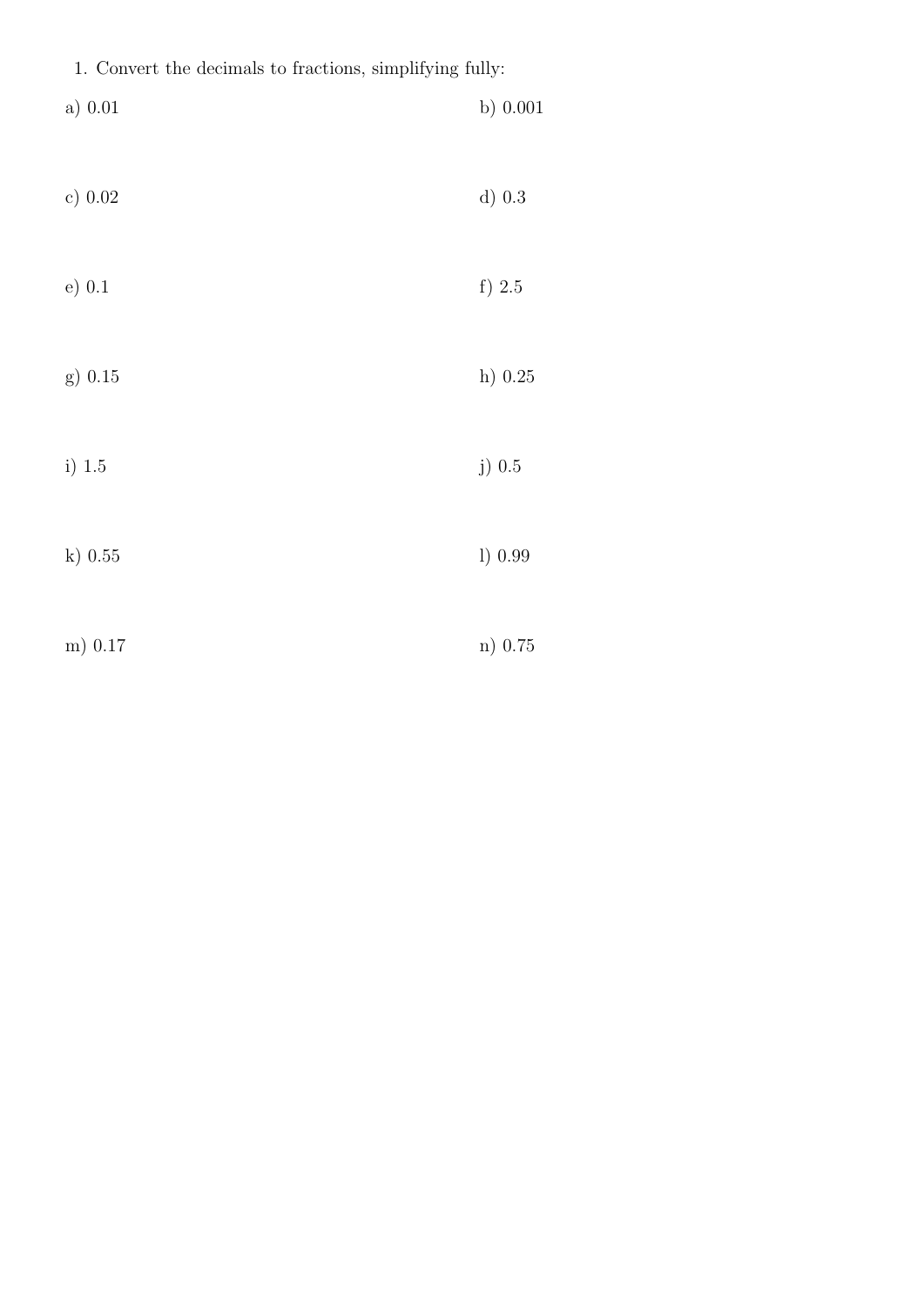1. Convert the decimals to fractions, simplifying fully:

a) 0.01

b) 0.001

c) 0.02

d) 0.3

e) 0.1

f) 2.5

g) 0.15

h) 0.25

i) 1.5

j) 0.5

k) 0.55

l) 0.99

m) 0.17

n) 0.75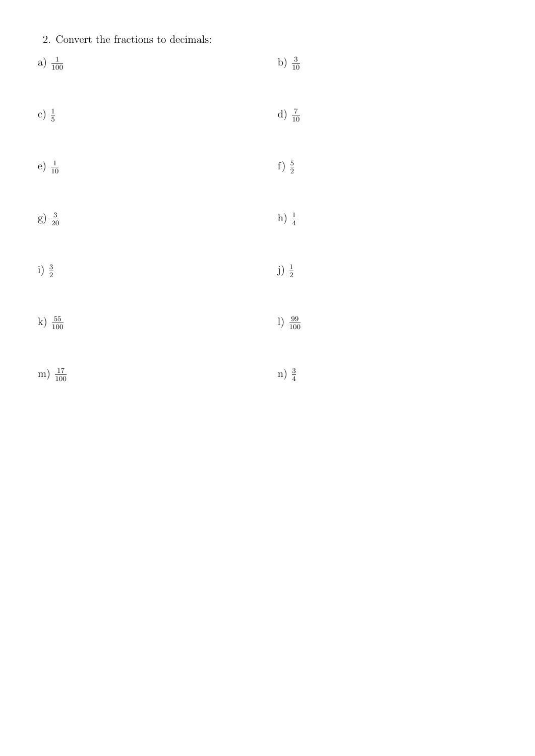2. Convert the fractions to decimals:

a) $\frac{1}{100}$

b) $\frac{3}{10}$

c) $\frac{1}{5}$

d) $\frac{7}{10}$

e) $\frac{1}{10}$

f) $\frac{5}{2}$

g) $\frac{3}{20}$

h) $\frac{1}{4}$

i) $\frac{3}{2}$

j) $\frac{1}{2}$

k) $\frac{55}{100}$

l) $\frac{99}{100}$

m) $\frac{17}{100}$

n) $\frac{3}{4}$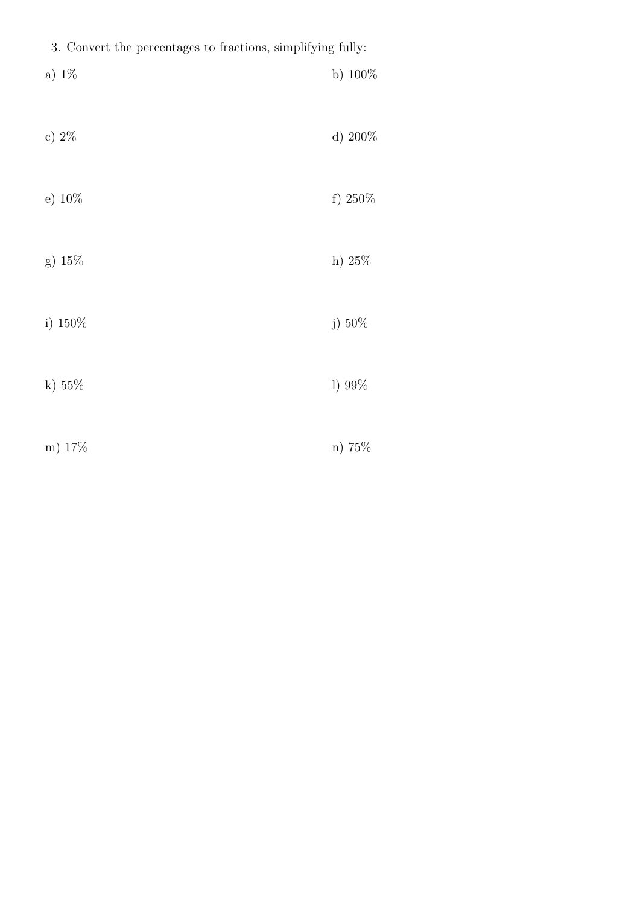3. Convert the percentages to fractions, simplifying fully:

a) 1%

b) 100%

c) 2%

d) 200%

e) 10%

f) 250%

g) 15%

h) 25%

i) 150%

j) 50%

k) 55%

l) 99%

m) 17%

n) 75%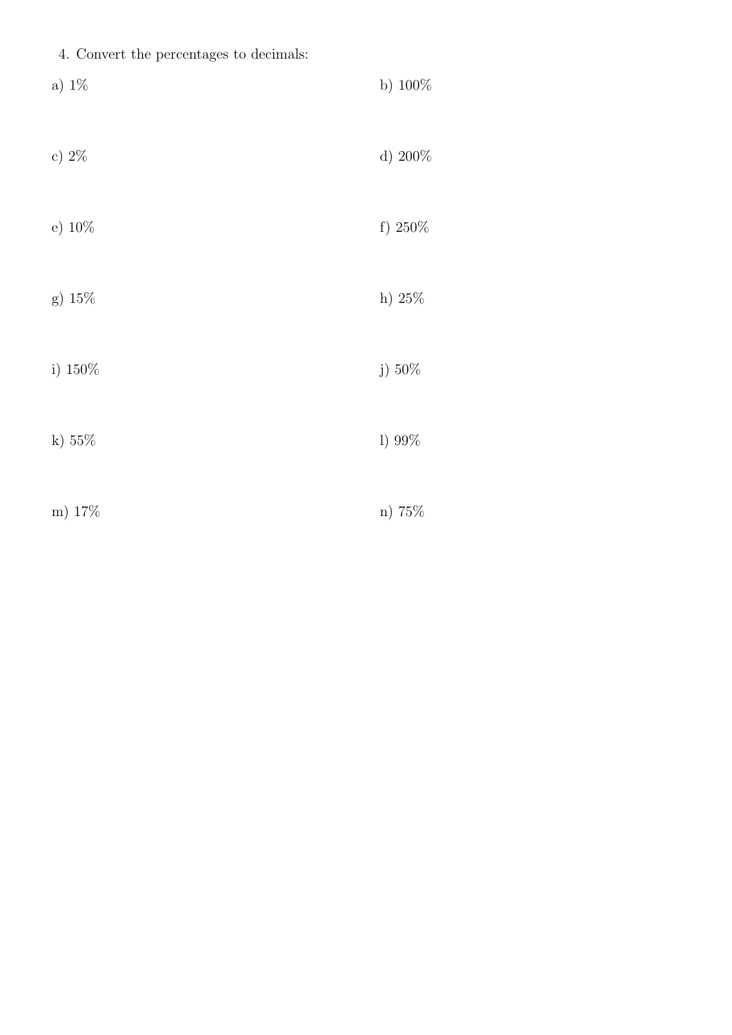4. Convert the percentages to decimals:

a) 1%

b) 100%

c) 2%

d) 200%

e) 10%

f) 250%

g) 15%

h) 25%

i) 150%

j) 50%

k) 55%

l) 99%

m) 17%

n) 75%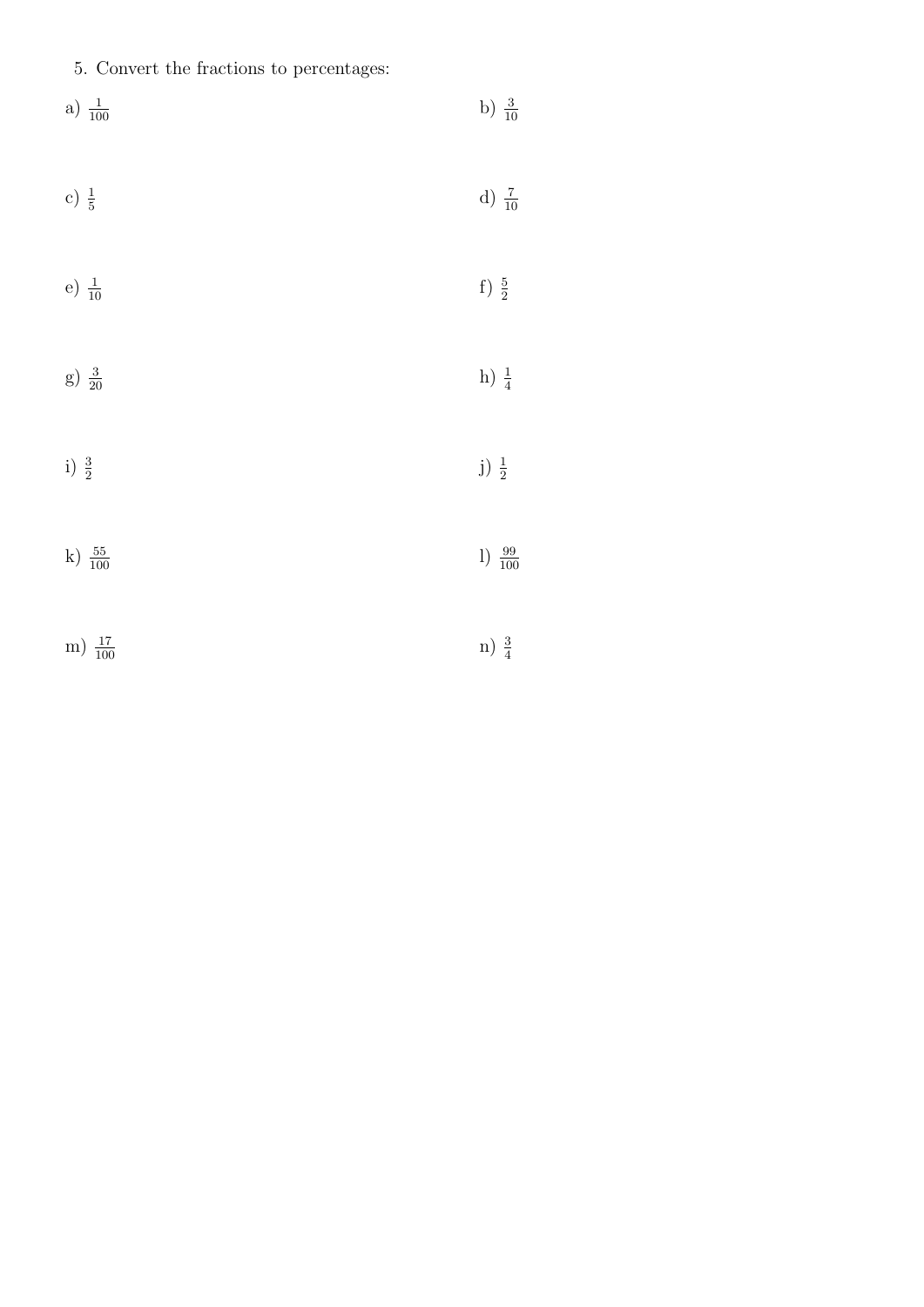5. Convert the fractions to percentages:

a) $\frac{1}{100}$

b) $\frac{3}{10}$

c) $\frac{1}{5}$

d) $\frac{7}{10}$

e) $\frac{1}{10}$

f) $\frac{5}{2}$

g) $\frac{3}{20}$

h) $\frac{1}{4}$

i) $\frac{3}{2}$

j) $\frac{1}{2}$

k) $\frac{55}{100}$

l) $\frac{99}{100}$

m) $\frac{17}{100}$

n) $\frac{3}{4}$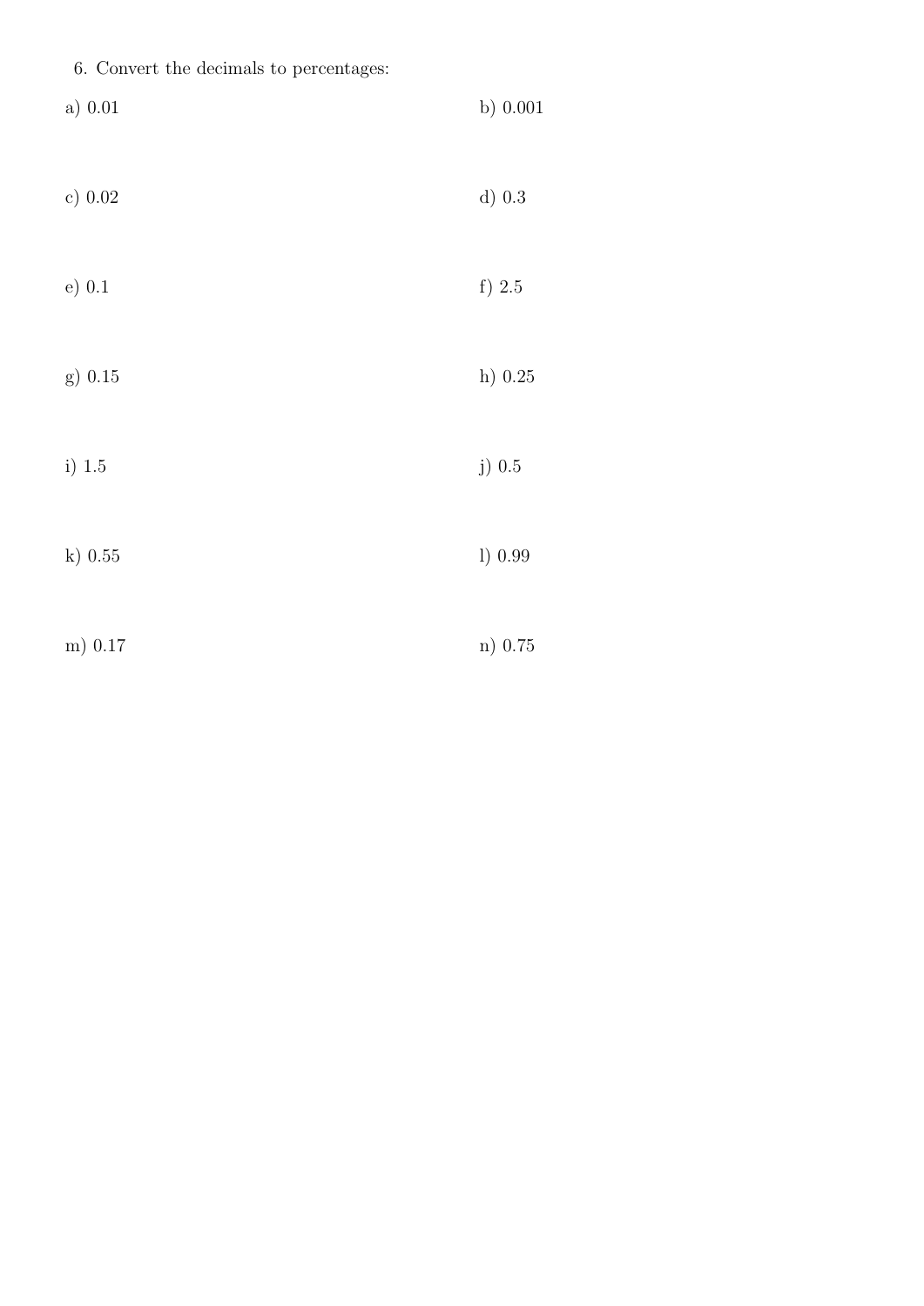6. Convert the decimals to percentages:

a) 0.01

b) 0.001

c) 0.02

d) 0.3

e) 0.1

f) 2.5

g) 0.15

h) 0.25

i) 1.5

j) 0.5

k) 0.55

l) 0.99

m) 0.17

n) 0.75